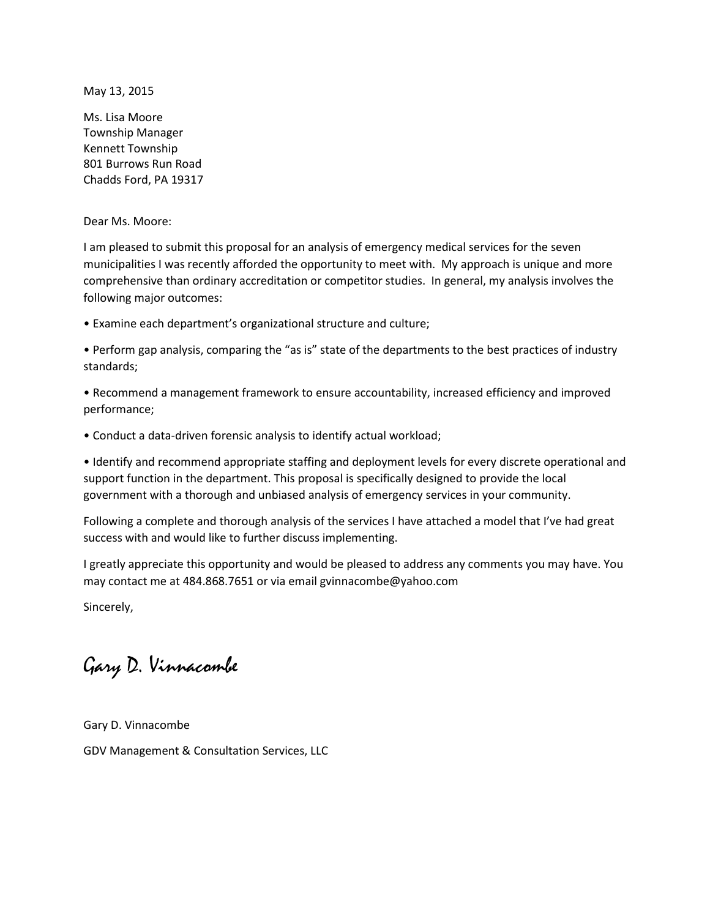May 13, 2015

Ms. Lisa Moore  
Township Manager  
Kennett Township  
801 Burrows Run Road  
Chadds Ford, PA 19317

Dear Ms. Moore:

I am pleased to submit this proposal for an analysis of emergency medical services for the seven municipalities I was recently afforded the opportunity to meet with. My approach is unique and more comprehensive than ordinary accreditation or competitor studies. In general, my analysis involves the following major outcomes:

• Examine each department's organizational structure and culture;

• Perform gap analysis, comparing the "as is" state of the departments to the best practices of industry standards;

• Recommend a management framework to ensure accountability, increased efficiency and improved performance;

• Conduct a data-driven forensic analysis to identify actual workload;

• Identify and recommend appropriate staffing and deployment levels for every discrete operational and support function in the department. This proposal is specifically designed to provide the local government with a thorough and unbiased analysis of emergency services in your community.

Following a complete and thorough analysis of the services I have attached a model that I've had great success with and would like to further discuss implementing.

I greatly appreciate this opportunity and would be pleased to address any comments you may have. You may contact me at 484.868.7651 or via email gvinnacombe@yahoo.com

Sincerely,

*Gary D. Vinnacombe*

Gary D. Vinnacombe

GDV Management & Consultation Services, LLC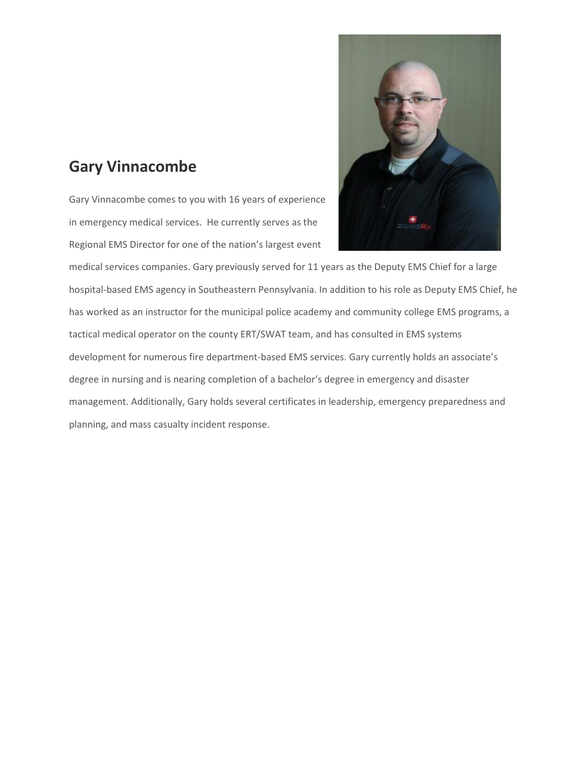## Gary Vinnacombe

Gary Vinnacombe comes to you with 16 years of experience in emergency medical services. He currently serves as the Regional EMS Director for one of the nation's largest event medical services companies. Gary previously served for 11 years as the Deputy EMS Chief for a large hospital-based EMS agency in Southeastern Pennsylvania. In addition to his role as Deputy EMS Chief, he has worked as an instructor for the municipal police academy and community college EMS programs, a tactical medical operator on the county ERT/SWAT team, and has consulted in EMS systems development for numerous fire department-based EMS services. Gary currently holds an associate's degree in nursing and is nearing completion of a bachelor's degree in emergency and disaster management. Additionally, Gary holds several certificates in leadership, emergency preparedness and planning, and mass casualty incident response.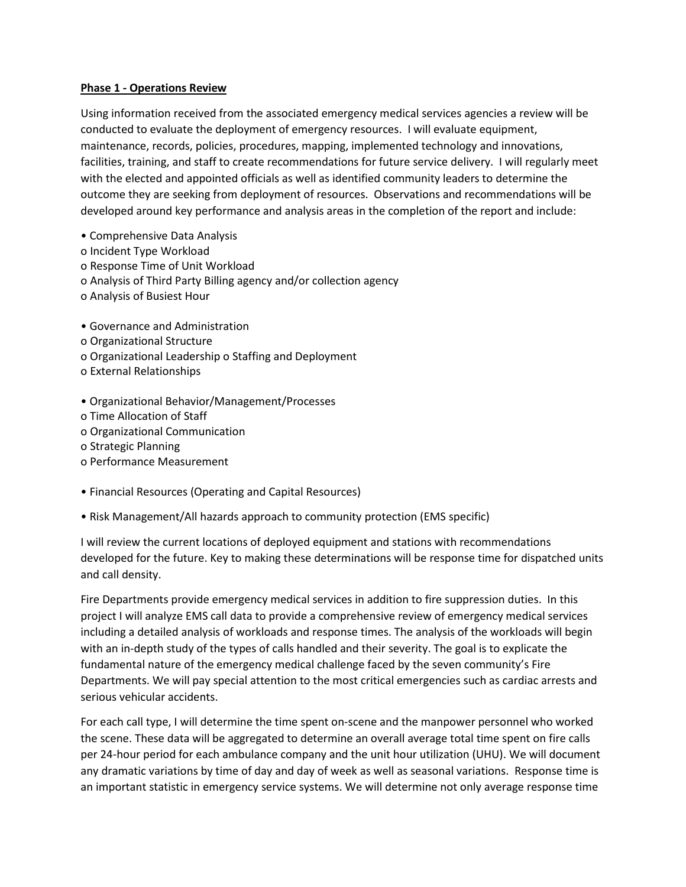**Phase 1 - Operations Review**

Using information received from the associated emergency medical services agencies a review will be conducted to evaluate the deployment of emergency resources. I will evaluate equipment, maintenance, records, policies, procedures, mapping, implemented technology and innovations, facilities, training, and staff to create recommendations for future service delivery. I will regularly meet with the elected and appointed officials as well as identified community leaders to determine the outcome they are seeking from deployment of resources. Observations and recommendations will be developed around key performance and analysis areas in the completion of the report and include:

- Comprehensive Data Analysis
  - Incident Type Workload
  - Response Time of Unit Workload
  - Analysis of Third Party Billing agency and/or collection agency
  - Analysis of Busiest Hour

- Governance and Administration
  - Organizational Structure
  - Organizational Leadership o Staffing and Deployment
  - External Relationships

- Organizational Behavior/Management/Processes
  - Time Allocation of Staff
  - Organizational Communication
  - Strategic Planning
  - Performance Measurement

- Financial Resources (Operating and Capital Resources)

- Risk Management/All hazards approach to community protection (EMS specific)

I will review the current locations of deployed equipment and stations with recommendations developed for the future. Key to making these determinations will be response time for dispatched units and call density.

Fire Departments provide emergency medical services in addition to fire suppression duties. In this project I will analyze EMS call data to provide a comprehensive review of emergency medical services including a detailed analysis of workloads and response times. The analysis of the workloads will begin with an in-depth study of the types of calls handled and their severity. The goal is to explicate the fundamental nature of the emergency medical challenge faced by the seven community's Fire Departments. We will pay special attention to the most critical emergencies such as cardiac arrests and serious vehicular accidents.

For each call type, I will determine the time spent on-scene and the manpower personnel who worked the scene. These data will be aggregated to determine an overall average total time spent on fire calls per 24-hour period for each ambulance company and the unit hour utilization (UHU). We will document any dramatic variations by time of day and day of week as well as seasonal variations. Response time is an important statistic in emergency service systems. We will determine not only average response time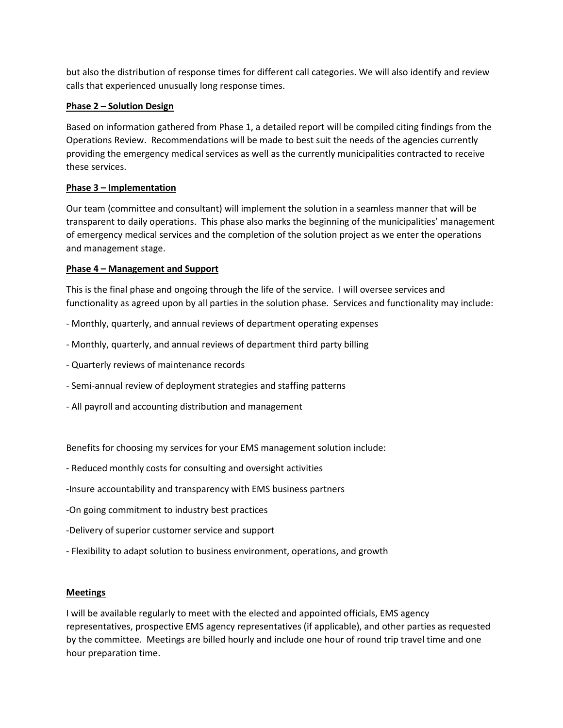but also the distribution of response times for different call categories. We will also identify and review calls that experienced unusually long response times.

**Phase 2 – Solution Design**

Based on information gathered from Phase 1, a detailed report will be compiled citing findings from the Operations Review. Recommendations will be made to best suit the needs of the agencies currently providing the emergency medical services as well as the currently municipalities contracted to receive these services.

**Phase 3 – Implementation**

Our team (committee and consultant) will implement the solution in a seamless manner that will be transparent to daily operations. This phase also marks the beginning of the municipalities' management of emergency medical services and the completion of the solution project as we enter the operations and management stage.

**Phase 4 – Management and Support**

This is the final phase and ongoing through the life of the service. I will oversee services and functionality as agreed upon by all parties in the solution phase. Services and functionality may include:

- Monthly, quarterly, and annual reviews of department operating expenses
- Monthly, quarterly, and annual reviews of department third party billing
- Quarterly reviews of maintenance records
- Semi-annual review of deployment strategies and staffing patterns
- All payroll and accounting distribution and management

Benefits for choosing my services for your EMS management solution include:

- Reduced monthly costs for consulting and oversight activities
- Insure accountability and transparency with EMS business partners
- On going commitment to industry best practices
- Delivery of superior customer service and support
- Flexibility to adapt solution to business environment, operations, and growth

**Meetings**

I will be available regularly to meet with the elected and appointed officials, EMS agency representatives, prospective EMS agency representatives (if applicable), and other parties as requested by the committee. Meetings are billed hourly and include one hour of round trip travel time and one hour preparation time.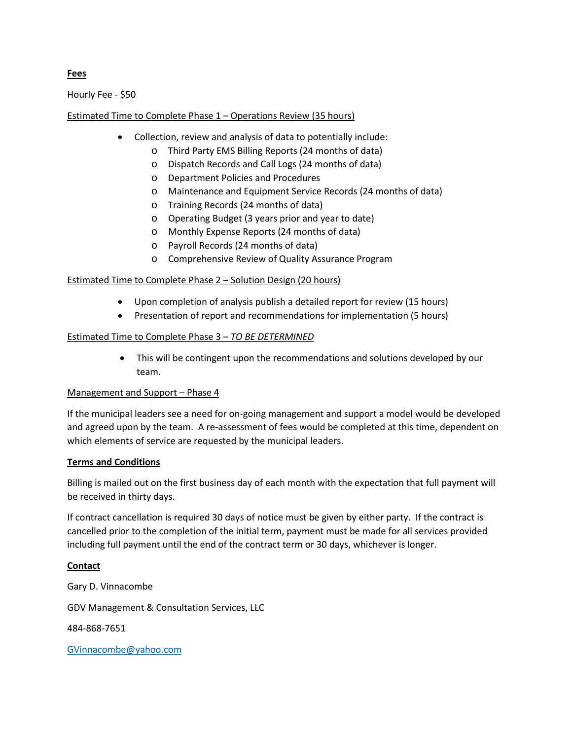**Fees**

Hourly Fee - $50

Estimated Time to Complete Phase 1 – Operations Review (35 hours)

- Collection, review and analysis of data to potentially include:
  - Third Party EMS Billing Reports (24 months of data)
  - Dispatch Records and Call Logs (24 months of data)
  - Department Policies and Procedures
  - Maintenance and Equipment Service Records (24 months of data)
  - Training Records (24 months of data)
  - Operating Budget (3 years prior and year to date)
  - Monthly Expense Reports (24 months of data)
  - Payroll Records (24 months of data)
  - Comprehensive Review of Quality Assurance Program

Estimated Time to Complete Phase 2 – Solution Design (20 hours)

- Upon completion of analysis publish a detailed report for review (15 hours)
- Presentation of report and recommendations for implementation (5 hours)

Estimated Time to Complete Phase 3 – *TO BE DETERMINED*

- This will be contingent upon the recommendations and solutions developed by our team.

Management and Support – Phase 4

If the municipal leaders see a need for on-going management and support a model would be developed and agreed upon by the team. A re-assessment of fees would be completed at this time, dependent on which elements of service are requested by the municipal leaders.

**Terms and Conditions**

Billing is mailed out on the first business day of each month with the expectation that full payment will be received in thirty days.

If contract cancellation is required 30 days of notice must be given by either party. If the contract is cancelled prior to the completion of the initial term, payment must be made for all services provided including full payment until the end of the contract term or 30 days, whichever is longer.

**Contact**

Gary D. Vinnacombe

GDV Management & Consultation Services, LLC

484-868-7651

GVinnacombe@yahoo.com